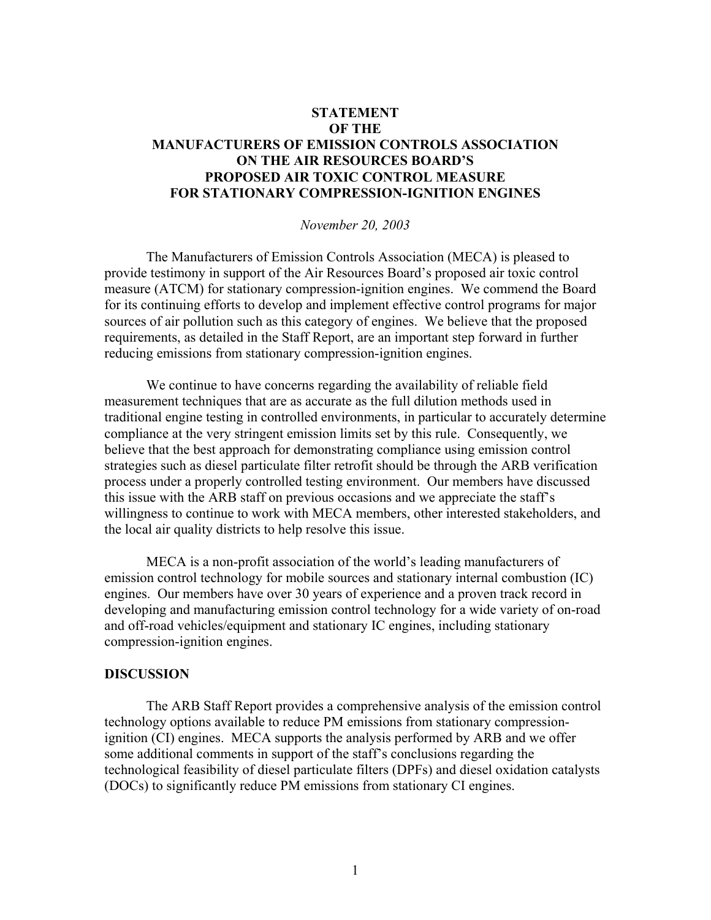# STATEMENT OF THE MANUFACTURERS OF EMISSION CONTROLS ASSOCIATION ON THE AIR RESOURCES BOARD'S PROPOSED AIR TOXIC CONTROL MEASURE FOR STATIONARY COMPRESSION-IGNITION ENGINES

*November 20, 2003*

The Manufacturers of Emission Controls Association (MECA) is pleased to provide testimony in support of the Air Resources Board's proposed air toxic control measure (ATCM) for stationary compression-ignition engines. We commend the Board for its continuing efforts to develop and implement effective control programs for major sources of air pollution such as this category of engines. We believe that the proposed requirements, as detailed in the Staff Report, are an important step forward in further reducing emissions from stationary compression-ignition engines.

We continue to have concerns regarding the availability of reliable field measurement techniques that are as accurate as the full dilution methods used in traditional engine testing in controlled environments, in particular to accurately determine compliance at the very stringent emission limits set by this rule. Consequently, we believe that the best approach for demonstrating compliance using emission control strategies such as diesel particulate filter retrofit should be through the ARB verification process under a properly controlled testing environment. Our members have discussed this issue with the ARB staff on previous occasions and we appreciate the staff's willingness to continue to work with MECA members, other interested stakeholders, and the local air quality districts to help resolve this issue.

MECA is a non-profit association of the world's leading manufacturers of emission control technology for mobile sources and stationary internal combustion (IC) engines. Our members have over 30 years of experience and a proven track record in developing and manufacturing emission control technology for a wide variety of on-road and off-road vehicles/equipment and stationary IC engines, including stationary compression-ignition engines.

## DISCUSSION

The ARB Staff Report provides a comprehensive analysis of the emission control technology options available to reduce PM emissions from stationary compression-ignition (CI) engines. MECA supports the analysis performed by ARB and we offer some additional comments in support of the staff's conclusions regarding the technological feasibility of diesel particulate filters (DPFs) and diesel oxidation catalysts (DOCs) to significantly reduce PM emissions from stationary CI engines.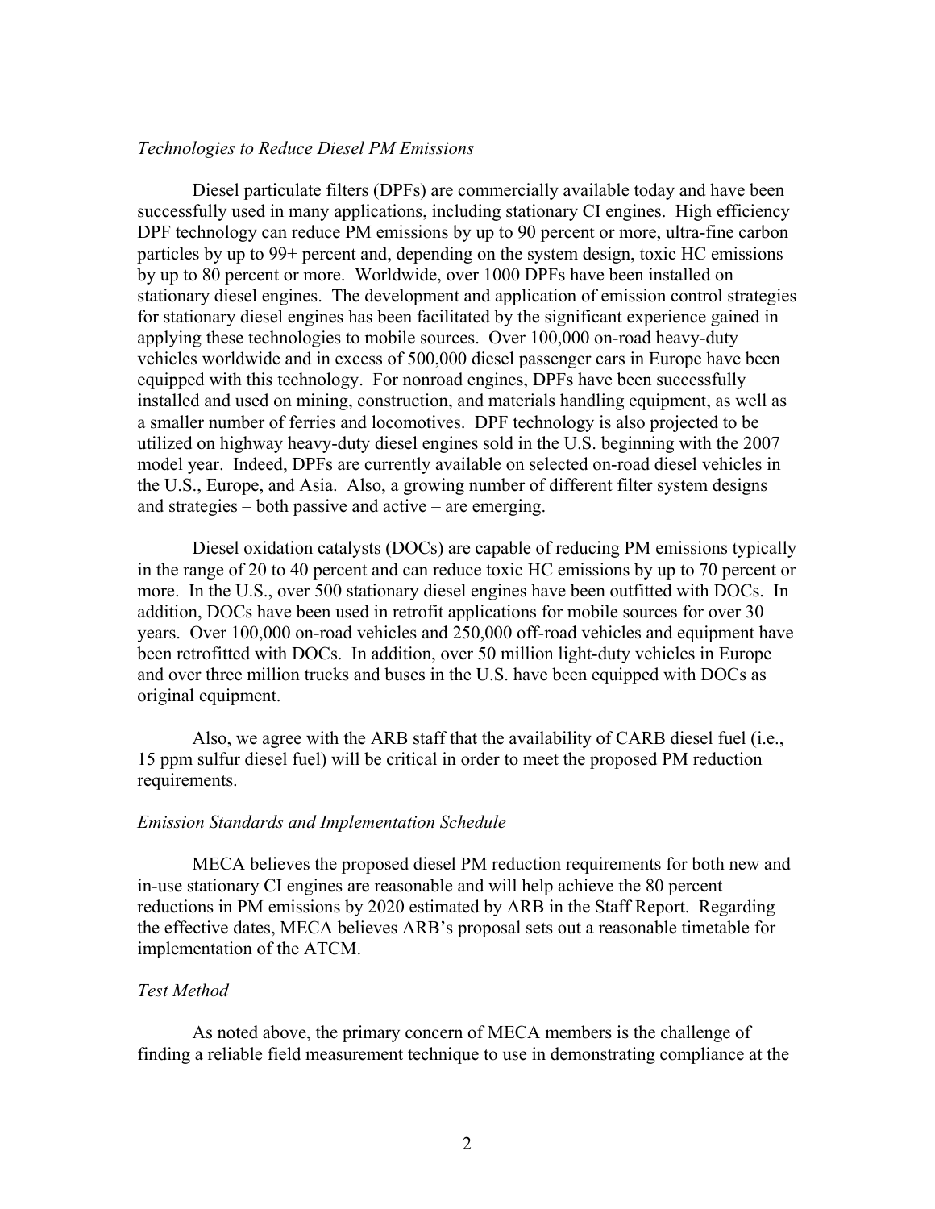*Technologies to Reduce Diesel PM Emissions*

Diesel particulate filters (DPFs) are commercially available today and have been successfully used in many applications, including stationary CI engines. High efficiency DPF technology can reduce PM emissions by up to 90 percent or more, ultra-fine carbon particles by up to 99+ percent and, depending on the system design, toxic HC emissions by up to 80 percent or more. Worldwide, over 1000 DPFs have been installed on stationary diesel engines. The development and application of emission control strategies for stationary diesel engines has been facilitated by the significant experience gained in applying these technologies to mobile sources. Over 100,000 on-road heavy-duty vehicles worldwide and in excess of 500,000 diesel passenger cars in Europe have been equipped with this technology. For nonroad engines, DPFs have been successfully installed and used on mining, construction, and materials handling equipment, as well as a smaller number of ferries and locomotives. DPF technology is also projected to be utilized on highway heavy-duty diesel engines sold in the U.S. beginning with the 2007 model year. Indeed, DPFs are currently available on selected on-road diesel vehicles in the U.S., Europe, and Asia. Also, a growing number of different filter system designs and strategies – both passive and active – are emerging.

Diesel oxidation catalysts (DOCs) are capable of reducing PM emissions typically in the range of 20 to 40 percent and can reduce toxic HC emissions by up to 70 percent or more. In the U.S., over 500 stationary diesel engines have been outfitted with DOCs. In addition, DOCs have been used in retrofit applications for mobile sources for over 30 years. Over 100,000 on-road vehicles and 250,000 off-road vehicles and equipment have been retrofitted with DOCs. In addition, over 50 million light-duty vehicles in Europe and over three million trucks and buses in the U.S. have been equipped with DOCs as original equipment.

Also, we agree with the ARB staff that the availability of CARB diesel fuel (i.e., 15 ppm sulfur diesel fuel) will be critical in order to meet the proposed PM reduction requirements.

*Emission Standards and Implementation Schedule*

MECA believes the proposed diesel PM reduction requirements for both new and in-use stationary CI engines are reasonable and will help achieve the 80 percent reductions in PM emissions by 2020 estimated by ARB in the Staff Report. Regarding the effective dates, MECA believes ARB's proposal sets out a reasonable timetable for implementation of the ATCM.

*Test Method*

As noted above, the primary concern of MECA members is the challenge of finding a reliable field measurement technique to use in demonstrating compliance at the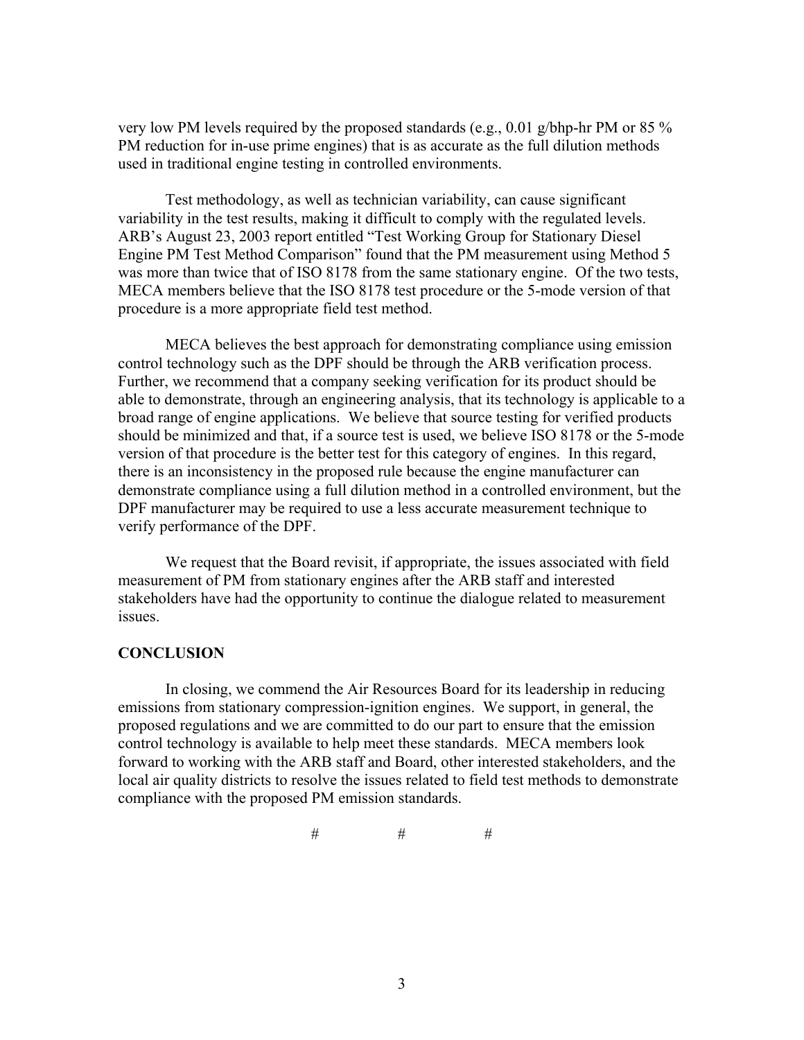very low PM levels required by the proposed standards (e.g., 0.01 g/bhp-hr PM or 85 % PM reduction for in-use prime engines) that is as accurate as the full dilution methods used in traditional engine testing in controlled environments.

Test methodology, as well as technician variability, can cause significant variability in the test results, making it difficult to comply with the regulated levels. ARB's August 23, 2003 report entitled "Test Working Group for Stationary Diesel Engine PM Test Method Comparison" found that the PM measurement using Method 5 was more than twice that of ISO 8178 from the same stationary engine. Of the two tests, MECA members believe that the ISO 8178 test procedure or the 5-mode version of that procedure is a more appropriate field test method.

MECA believes the best approach for demonstrating compliance using emission control technology such as the DPF should be through the ARB verification process. Further, we recommend that a company seeking verification for its product should be able to demonstrate, through an engineering analysis, that its technology is applicable to a broad range of engine applications. We believe that source testing for verified products should be minimized and that, if a source test is used, we believe ISO 8178 or the 5-mode version of that procedure is the better test for this category of engines. In this regard, there is an inconsistency in the proposed rule because the engine manufacturer can demonstrate compliance using a full dilution method in a controlled environment, but the DPF manufacturer may be required to use a less accurate measurement technique to verify performance of the DPF.

We request that the Board revisit, if appropriate, the issues associated with field measurement of PM from stationary engines after the ARB staff and interested stakeholders have had the opportunity to continue the dialogue related to measurement issues.

**CONCLUSION**

In closing, we commend the Air Resources Board for its leadership in reducing emissions from stationary compression-ignition engines. We support, in general, the proposed regulations and we are committed to do our part to ensure that the emission control technology is available to help meet these standards. MECA members look forward to working with the ARB staff and Board, other interested stakeholders, and the local air quality districts to resolve the issues related to field test methods to demonstrate compliance with the proposed PM emission standards.

# # #